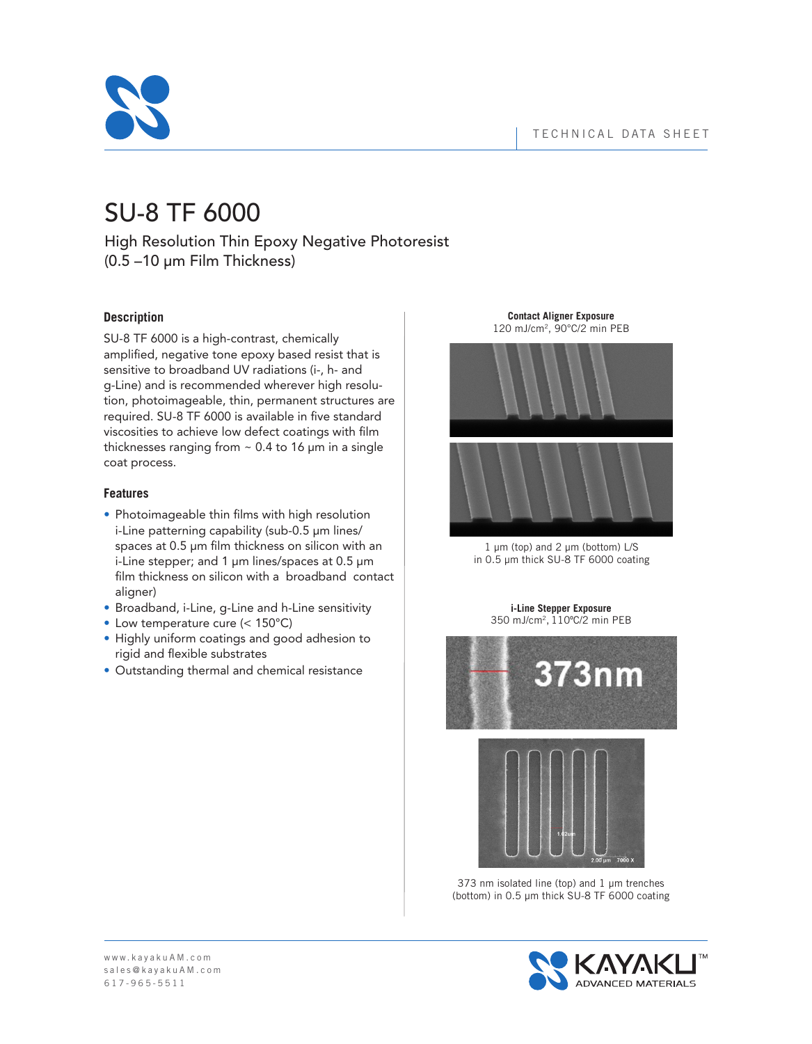TECHNICAL DATA SHEET

# SU-8 TF 6000

High Resolution Thin Epoxy Negative Photoresist
(0.5 –10 µm Film Thickness)

## Description

SU-8 TF 6000 is a high-contrast, chemically amplified, negative tone epoxy based resist that is sensitive to broadband UV radiations (i-, h- and g-Line) and is recommended wherever high resolution, photoimageable, thin, permanent structures are required. SU-8 TF 6000 is available in five standard viscosities to achieve low defect coatings with film thicknesses ranging from ~ 0.4 to 16 µm in a single coat process.

## Features

- Photoimageable thin films with high resolution i-Line patterning capability (sub-0.5 µm lines/spaces at 0.5 µm film thickness on silicon with an i-Line stepper; and 1 µm lines/spaces at 0.5 µm film thickness on silicon with a broadband contact aligner)
- Broadband, i-Line, g-Line and h-Line sensitivity
- Low temperature cure (< 150°C)
- Highly uniform coatings and good adhesion to rigid and flexible substrates
- Outstanding thermal and chemical resistance

**Contact Aligner Exposure**
120 mJ/cm$^2$, 90°C/2 min PEB

1 µm (top) and 2 µm (bottom) L/S in 0.5 µm thick SU-8 TF 6000 coating

**i-Line Stepper Exposure**
350 mJ/cm$^2$, 110ºC/2 min PEB

373 nm isolated line (top) and 1 µm trenches (bottom) in 0.5 µm thick SU-8 TF 6000 coating

www.kayakuAM.com
sales@kayakuAM.com
617-965-5511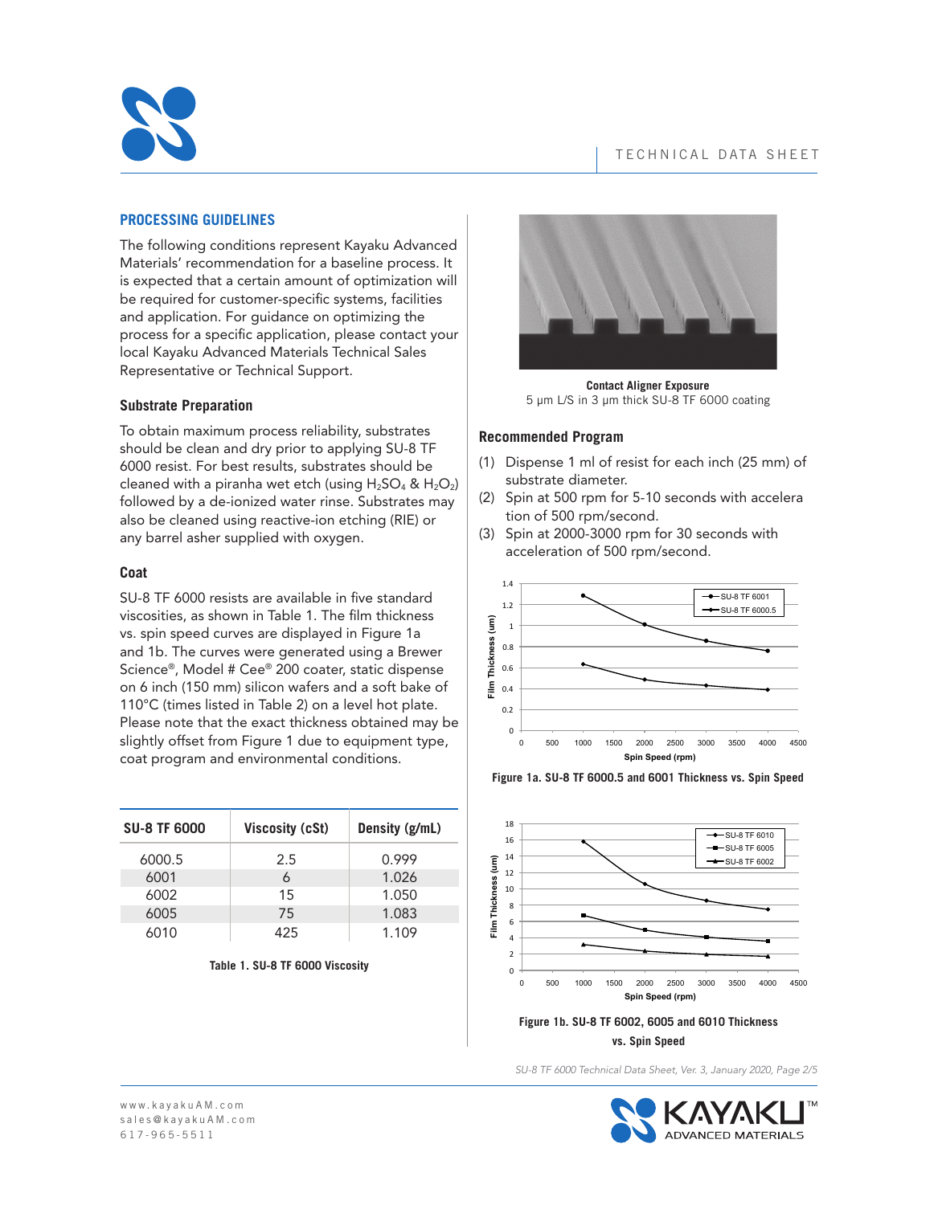## PROCESSING GUIDELINES

The following conditions represent Kayaku Advanced Materials' recommendation for a baseline process. It is expected that a certain amount of optimization will be required for customer-specific systems, facilities and application. For guidance on optimizing the process for a specific application, please contact your local Kayaku Advanced Materials Technical Sales Representative or Technical Support.

### Substrate Preparation

To obtain maximum process reliability, substrates should be clean and dry prior to applying SU-8 TF 6000 resist. For best results, substrates should be cleaned with a piranha wet etch (using $H_2SO_4$ & $H_2O_2$) followed by a de-ionized water rinse. Substrates may also be cleaned using reactive-ion etching (RIE) or any barrel asher supplied with oxygen.

### Coat

SU-8 TF 6000 resists are available in five standard viscosities, as shown in Table 1. The film thickness vs. spin speed curves are displayed in Figure 1a and 1b. The curves were generated using a Brewer Science®, Model # Cee® 200 coater, static dispense on 6 inch (150 mm) silicon wafers and a soft bake of 110°C (times listed in Table 2) on a level hot plate. Please note that the exact thickness obtained may be slightly offset from Figure 1 due to equipment type, coat program and environmental conditions.

| SU-8 TF 6000 | Viscosity (cSt) | Density (g/mL) |
|---|---|---|
| 6000.5 | 2.5 | 0.999 |
| 6001 | 6 | 1.026 |
| 6002 | 15 | 1.050 |
| 6005 | 75 | 1.083 |
| 6010 | 425 | 1.109 |

**Table 1. SU-8 TF 6000 Viscosity**

**Contact Aligner Exposure**
5 µm L/S in 3 µm thick SU-8 TF 6000 coating

### Recommended Program

(1) Dispense 1 ml of resist for each inch (25 mm) of substrate diameter.
(2) Spin at 500 rpm for 5-10 seconds with accelera tion of 500 rpm/second.
(3) Spin at 2000-3000 rpm for 30 seconds with acceleration of 500 rpm/second.

**Figure 1a. SU-8 TF 6000.5 and 6001 Thickness vs. Spin Speed**

**Figure 1b. SU-8 TF 6002, 6005 and 6010 Thickness vs. Spin Speed**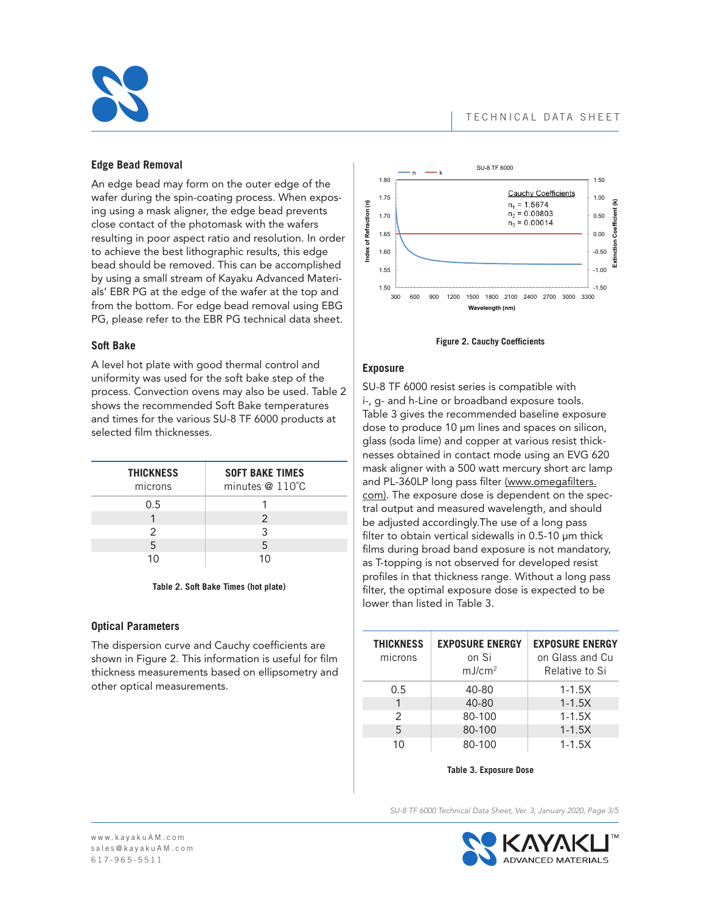## Edge Bead Removal

An edge bead may form on the outer edge of the wafer during the spin-coating process. When exposing using a mask aligner, the edge bead prevents close contact of the photomask with the wafers resulting in poor aspect ratio and resolution. In order to achieve the best lithographic results, this edge bead should be removed. This can be accomplished by using a small stream of Kayaku Advanced Materials' EBR PG at the edge of the wafer at the top and from the bottom. For edge bead removal using EBG PG, please refer to the EBR PG technical data sheet.

## Soft Bake

A level hot plate with good thermal control and uniformity was used for the soft bake step of the process. Convection ovens may also be used. Table 2 shows the recommended Soft Bake temperatures and times for the various SU-8 TF 6000 products at selected film thicknesses.

| **THICKNESS** microns | **SOFT BAKE TIMES** minutes @ 110˚C |
|---|---|
| 0.5 | 1 |
| 1 | 2 |
| 2 | 3 |
| 5 | 5 |
| 10 | 10 |

**Table 2. Soft Bake Times (hot plate)**

## Optical Parameters

The dispersion curve and Cauchy coefficients are shown in Figure 2. This information is useful for film thickness measurements based on ellipsometry and other optical measurements.

SU-8 TF 6000

Cauchy Coefficients
$n_1 = 1.5674$
$n_2 = 0.00803$
$n_3 = 0.00014$

**Figure 2. Cauchy Coefficients**

## Exposure

SU-8 TF 6000 resist series is compatible with i-, g- and h-Line or broadband exposure tools. Table 3 gives the recommended baseline exposure dose to produce 10 µm lines and spaces on silicon, glass (soda lime) and copper at various resist thicknesses obtained in contact mode using an EVG 620 mask aligner with a 500 watt mercury short arc lamp and PL-360LP long pass filter (www.omegafilters.com). The exposure dose is dependent on the spectral output and measured wavelength, and should be adjusted accordingly.The use of a long pass filter to obtain vertical sidewalls in 0.5-10 µm thick films during broad band exposure is not mandatory, as T-topping is not observed for developed resist profiles in that thickness range. Without a long pass filter, the optimal exposure dose is expected to be lower than listed in Table 3.

| **THICKNESS** microns | **EXPOSURE ENERGY** on Si $mJ/cm^2$ | **EXPOSURE ENERGY** on Glass and Cu Relative to Si |
|---|---|---|
| 0.5 | 40-80 | 1-1.5X |
| 1 | 40-80 | 1-1.5X |
| 2 | 80-100 | 1-1.5X |
| 5 | 80-100 | 1-1.5X |
| 10 | 80-100 | 1-1.5X |

**Table 3. Exposure Dose**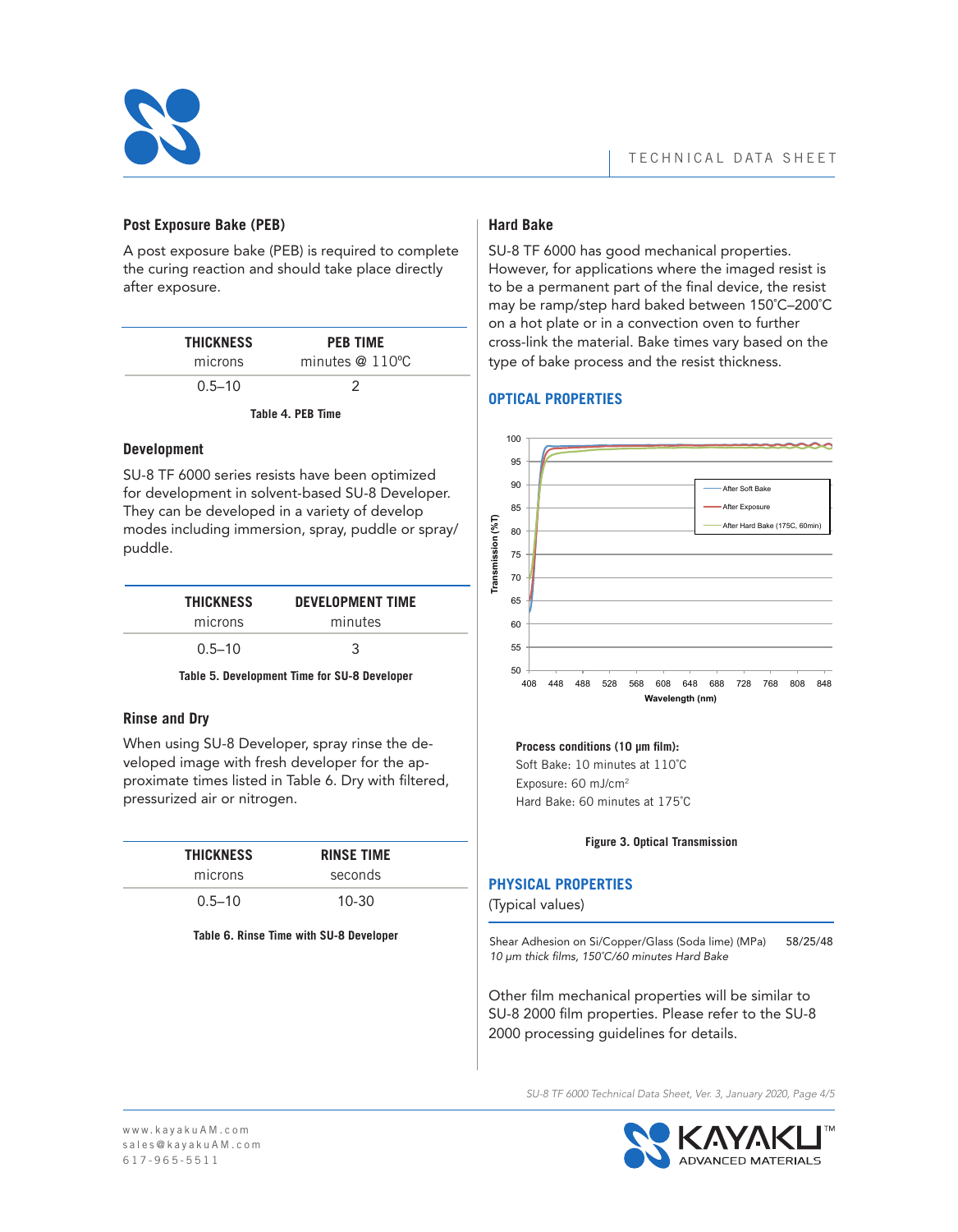## Post Exposure Bake (PEB)

A post exposure bake (PEB) is required to complete the curing reaction and should take place directly after exposure.

| THICKNESS microns | PEB TIME minutes @ 110ºC |
|---|---|
| 0.5–10 | 2 |

**Table 4. PEB Time**

## Development

SU-8 TF 6000 series resists have been optimized for development in solvent-based SU-8 Developer. They can be developed in a variety of develop modes including immersion, spray, puddle or spray/puddle.

| THICKNESS microns | DEVELOPMENT TIME minutes |
|---|---|
| 0.5–10 | 3 |

**Table 5. Development Time for SU-8 Developer**

## Rinse and Dry

When using SU-8 Developer, spray rinse the developed image with fresh developer for the approximate times listed in Table 6. Dry with filtered, pressurized air or nitrogen.

| THICKNESS microns | RINSE TIME seconds |
|---|---|
| 0.5–10 | 10-30 |

**Table 6. Rinse Time with SU-8 Developer**

## Hard Bake

SU-8 TF 6000 has good mechanical properties. However, for applications where the imaged resist is to be a permanent part of the final device, the resist may be ramp/step hard baked between 150˚C–200˚C on a hot plate or in a convection oven to further cross-link the material. Bake times vary based on the type of bake process and the resist thickness.

## OPTICAL PROPERTIES

**Process conditions (10 µm film):**
Soft Bake: 10 minutes at 110˚C
Exposure: 60 mJ/cm$^2$
Hard Bake: 60 minutes at 175˚C

**Figure 3. Optical Transmission**

## PHYSICAL PROPERTIES

(Typical values)

| Property | Value |
|---|---|
| Shear Adhesion on Si/Copper/Glass (Soda lime) (MPa) *10 µm thick films, 150˚C/60 minutes Hard Bake* | 58/25/48 |

Other film mechanical properties will be similar to SU-8 2000 film properties. Please refer to the SU-8 2000 processing guidelines for details.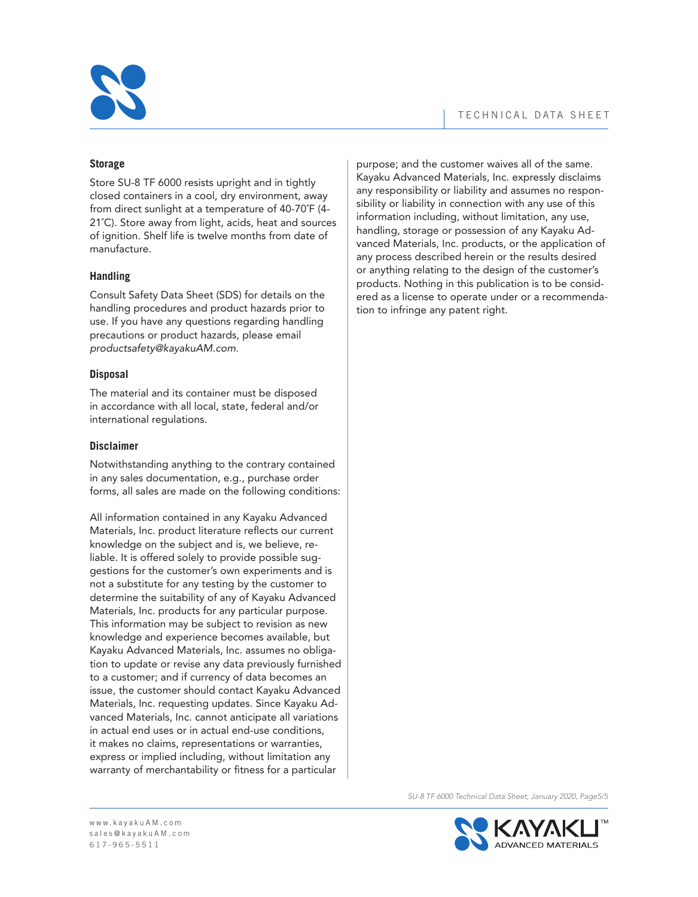### Storage

Store SU-8 TF 6000 resists upright and in tightly closed containers in a cool, dry environment, away from direct sunlight at a temperature of 40-70°F (4-21°C). Store away from light, acids, heat and sources of ignition. Shelf life is twelve months from date of manufacture.

### Handling

Consult Safety Data Sheet (SDS) for details on the handling procedures and product hazards prior to use. If you have any questions regarding handling precautions or product hazards, please email *productsafety@kayakuAM.com.*

### Disposal

The material and its container must be disposed in accordance with all local, state, federal and/or international regulations.

### Disclaimer

Notwithstanding anything to the contrary contained in any sales documentation, e.g., purchase order forms, all sales are made on the following conditions:

All information contained in any Kayaku Advanced Materials, Inc. product literature reflects our current knowledge on the subject and is, we believe, reliable. It is offered solely to provide possible suggestions for the customer's own experiments and is not a substitute for any testing by the customer to determine the suitability of any of Kayaku Advanced Materials, Inc. products for any particular purpose. This information may be subject to revision as new knowledge and experience becomes available, but Kayaku Advanced Materials, Inc. assumes no obligation to update or revise any data previously furnished to a customer; and if currency of data becomes an issue, the customer should contact Kayaku Advanced Materials, Inc. requesting updates. Since Kayaku Advanced Materials, Inc. cannot anticipate all variations in actual end uses or in actual end-use conditions, it makes no claims, representations or warranties, express or implied including, without limitation any warranty of merchantability or fitness for a particular purpose; and the customer waives all of the same. Kayaku Advanced Materials, Inc. expressly disclaims any responsibility or liability and assumes no responsibility or liability in connection with any use of this information including, without limitation, any use, handling, storage or possession of any Kayaku Advanced Materials, Inc. products, or the application of any process described herein or the results desired or anything relating to the design of the customer's products. Nothing in this publication is to be considered as a license to operate under or a recommendation to infringe any patent right.

www.kayakuAM.com
sales@kayakuAM.com
617-965-5511